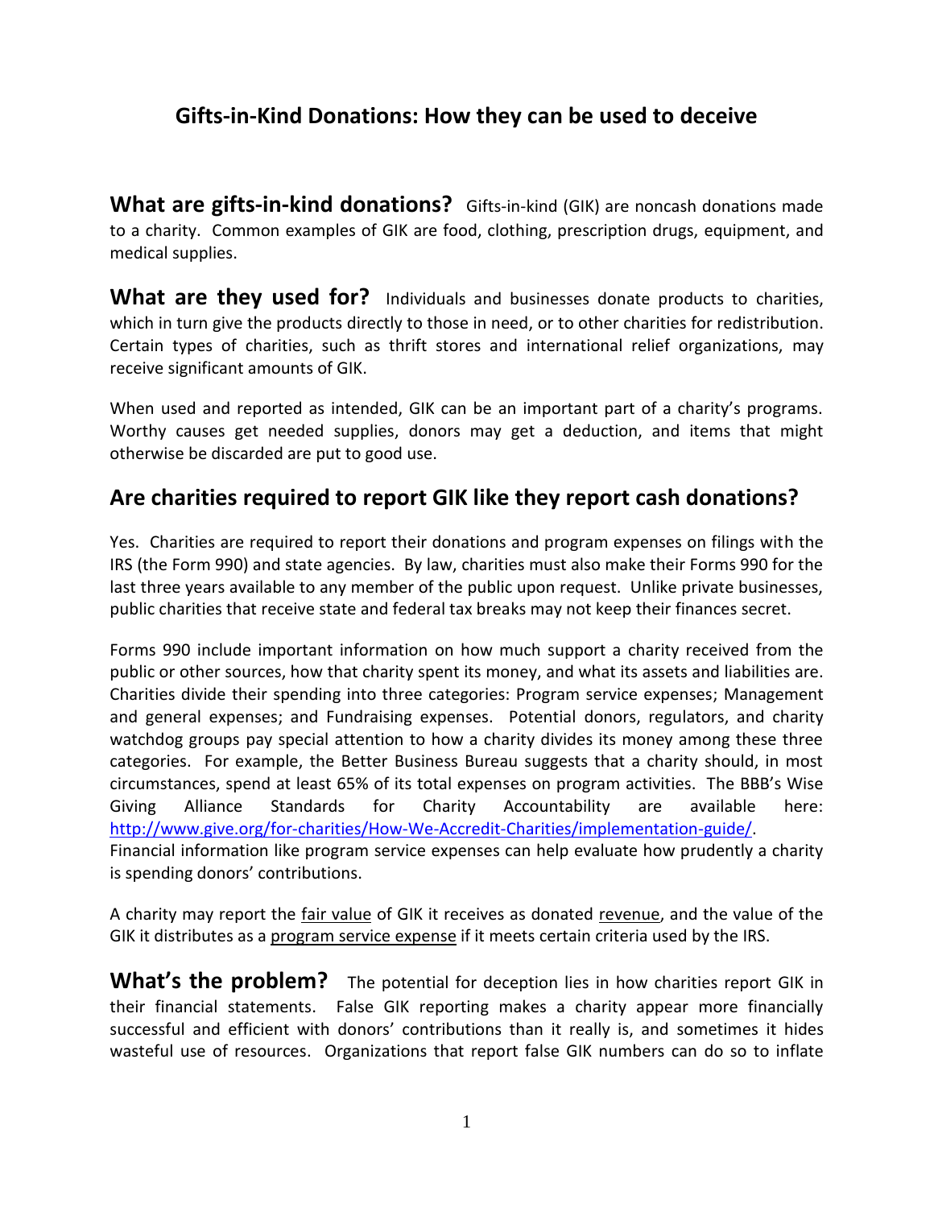# Gifts-in-Kind Donations: How they can be used to deceive

**What are gifts-in-kind donations?** Gifts-in-kind (GIK) are noncash donations made to a charity. Common examples of GIK are food, clothing, prescription drugs, equipment, and medical supplies.

**What are they used for?** Individuals and businesses donate products to charities, which in turn give the products directly to those in need, or to other charities for redistribution. Certain types of charities, such as thrift stores and international relief organizations, may receive significant amounts of GIK.

When used and reported as intended, GIK can be an important part of a charity's programs. Worthy causes get needed supplies, donors may get a deduction, and items that might otherwise be discarded are put to good use.

## Are charities required to report GIK like they report cash donations?

Yes. Charities are required to report their donations and program expenses on filings with the IRS (the Form 990) and state agencies. By law, charities must also make their Forms 990 for the last three years available to any member of the public upon request. Unlike private businesses, public charities that receive state and federal tax breaks may not keep their finances secret.

Forms 990 include important information on how much support a charity received from the public or other sources, how that charity spent its money, and what its assets and liabilities are. Charities divide their spending into three categories: Program service expenses; Management and general expenses; and Fundraising expenses. Potential donors, regulators, and charity watchdog groups pay special attention to how a charity divides its money among these three categories. For example, the Better Business Bureau suggests that a charity should, in most circumstances, spend at least 65% of its total expenses on program activities. The BBB's Wise Giving Alliance Standards for Charity Accountability are available here: [http://www.give.org/for-charities/How-We-Accredit-Charities/implementation-guide/](http://www.give.org/for-charities/How-We-Accredit-Charities/implementation-guide/). Financial information like program service expenses can help evaluate how prudently a charity is spending donors' contributions.

A charity may report the fair value of GIK it receives as donated revenue, and the value of the GIK it distributes as a program service expense if it meets certain criteria used by the IRS.

**What's the problem?** The potential for deception lies in how charities report GIK in their financial statements. False GIK reporting makes a charity appear more financially successful and efficient with donors' contributions than it really is, and sometimes it hides wasteful use of resources. Organizations that report false GIK numbers can do so to inflate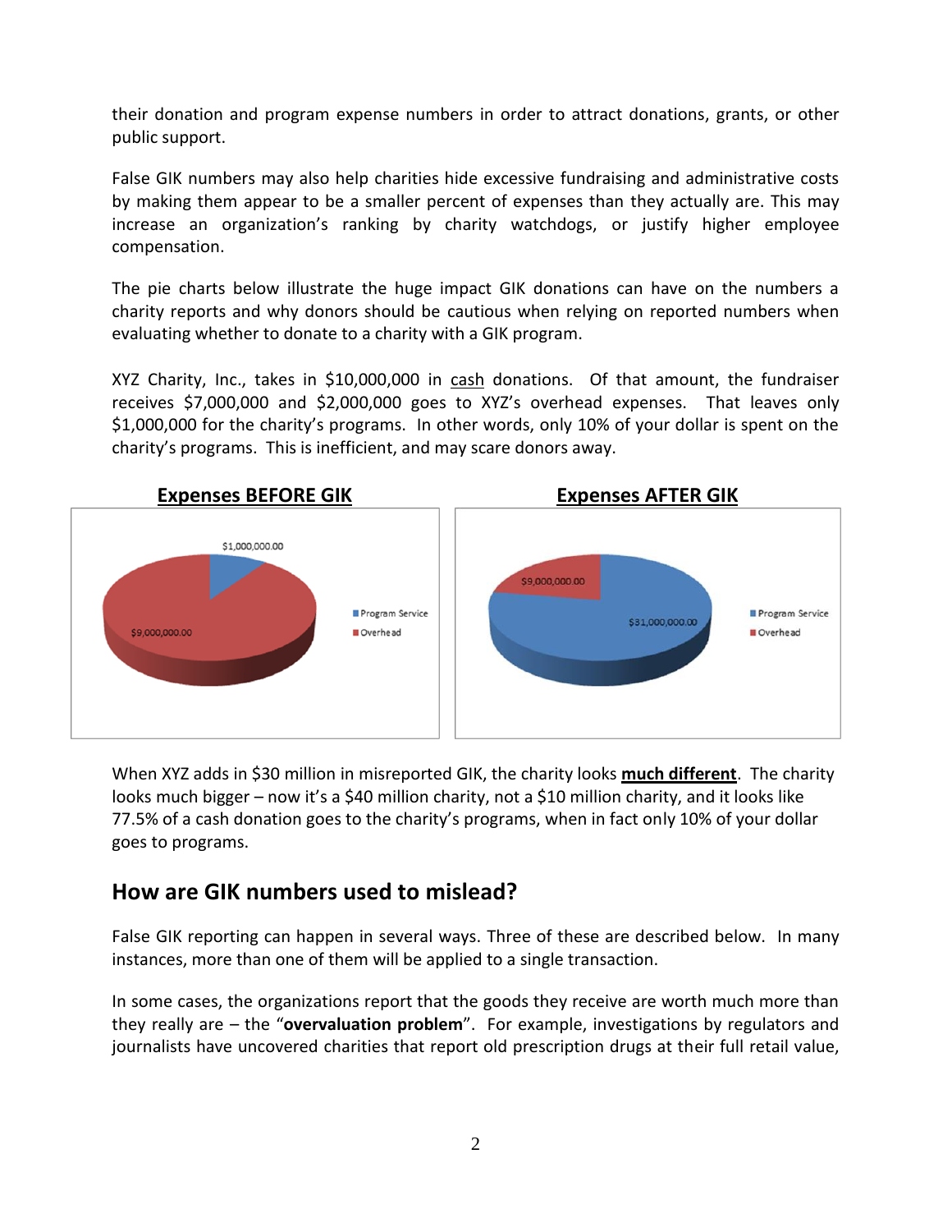their donation and program expense numbers in order to attract donations, grants, or other public support.

False GIK numbers may also help charities hide excessive fundraising and administrative costs by making them appear to be a smaller percent of expenses than they actually are. This may increase an organization's ranking by charity watchdogs, or justify higher employee compensation.

The pie charts below illustrate the huge impact GIK donations can have on the numbers a charity reports and why donors should be cautious when relying on reported numbers when evaluating whether to donate to a charity with a GIK program.

XYZ Charity, Inc., takes in $10,000,000 in cash donations. Of that amount, the fundraiser receives $7,000,000 and $2,000,000 goes to XYZ's overhead expenses. That leaves only $1,000,000 for the charity's programs. In other words, only 10% of your dollar is spent on the charity's programs. This is inefficient, and may scare donors away.

**Expenses BEFORE GIK**

| | Amount |
|---|---|
| Program Service | $1,000,000.00 |
| Overhead | $9,000,000.00 |

**Expenses AFTER GIK**

| | Amount |
|---|---|
| Program Service | $31,000,000.00 |
| Overhead | $9,000,000.00 |

When XYZ adds in $30 million in misreported GIK, the charity looks **much different**. The charity looks much bigger – now it's a $40 million charity, not a $10 million charity, and it looks like 77.5% of a cash donation goes to the charity's programs, when in fact only 10% of your dollar goes to programs.

## How are GIK numbers used to mislead?

False GIK reporting can happen in several ways. Three of these are described below. In many instances, more than one of them will be applied to a single transaction.

In some cases, the organizations report that the goods they receive are worth much more than they really are – the "**overvaluation problem**". For example, investigations by regulators and journalists have uncovered charities that report old prescription drugs at their full retail value,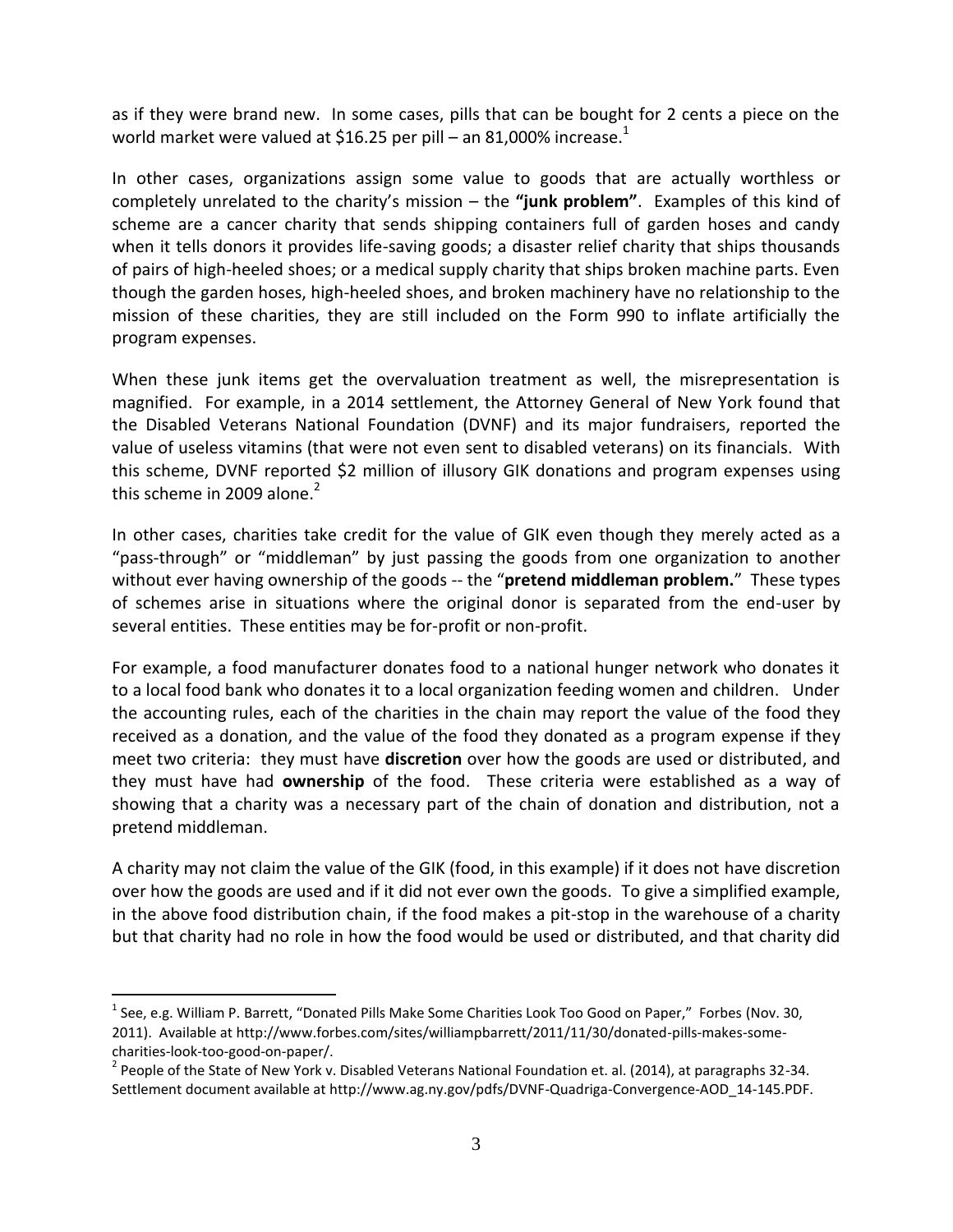as if they were brand new. In some cases, pills that can be bought for 2 cents a piece on the world market were valued at $16.25 per pill – an 81,000% increase.[1]

In other cases, organizations assign some value to goods that are actually worthless or completely unrelated to the charity's mission – the **"junk problem"**. Examples of this kind of scheme are a cancer charity that sends shipping containers full of garden hoses and candy when it tells donors it provides life-saving goods; a disaster relief charity that ships thousands of pairs of high-heeled shoes; or a medical supply charity that ships broken machine parts. Even though the garden hoses, high-heeled shoes, and broken machinery have no relationship to the mission of these charities, they are still included on the Form 990 to inflate artificially the program expenses.

When these junk items get the overvaluation treatment as well, the misrepresentation is magnified. For example, in a 2014 settlement, the Attorney General of New York found that the Disabled Veterans National Foundation (DVNF) and its major fundraisers, reported the value of useless vitamins (that were not even sent to disabled veterans) on its financials. With this scheme, DVNF reported $2 million of illusory GIK donations and program expenses using this scheme in 2009 alone.[2]

In other cases, charities take credit for the value of GIK even though they merely acted as a "pass-through" or "middleman" by just passing the goods from one organization to another without ever having ownership of the goods -- the "**pretend middleman problem.**" These types of schemes arise in situations where the original donor is separated from the end-user by several entities. These entities may be for-profit or non-profit.

For example, a food manufacturer donates food to a national hunger network who donates it to a local food bank who donates it to a local organization feeding women and children. Under the accounting rules, each of the charities in the chain may report the value of the food they received as a donation, and the value of the food they donated as a program expense if they meet two criteria: they must have **discretion** over how the goods are used or distributed, and they must have had **ownership** of the food. These criteria were established as a way of showing that a charity was a necessary part of the chain of donation and distribution, not a pretend middleman.

A charity may not claim the value of the GIK (food, in this example) if it does not have discretion over how the goods are used and if it did not ever own the goods. To give a simplified example, in the above food distribution chain, if the food makes a pit-stop in the warehouse of a charity but that charity had no role in how the food would be used or distributed, and that charity did

---

[1] See, e.g. William P. Barrett, "Donated Pills Make Some Charities Look Too Good on Paper," Forbes (Nov. 30, 2011). Available at http://www.forbes.com/sites/williampbarrett/2011/11/30/donated-pills-makes-some-charities-look-too-good-on-paper/.

[2] People of the State of New York v. Disabled Veterans National Foundation et. al. (2014), at paragraphs 32-34. Settlement document available at http://www.ag.ny.gov/pdfs/DVNF-Quadriga-Convergence-AOD_14-145.PDF.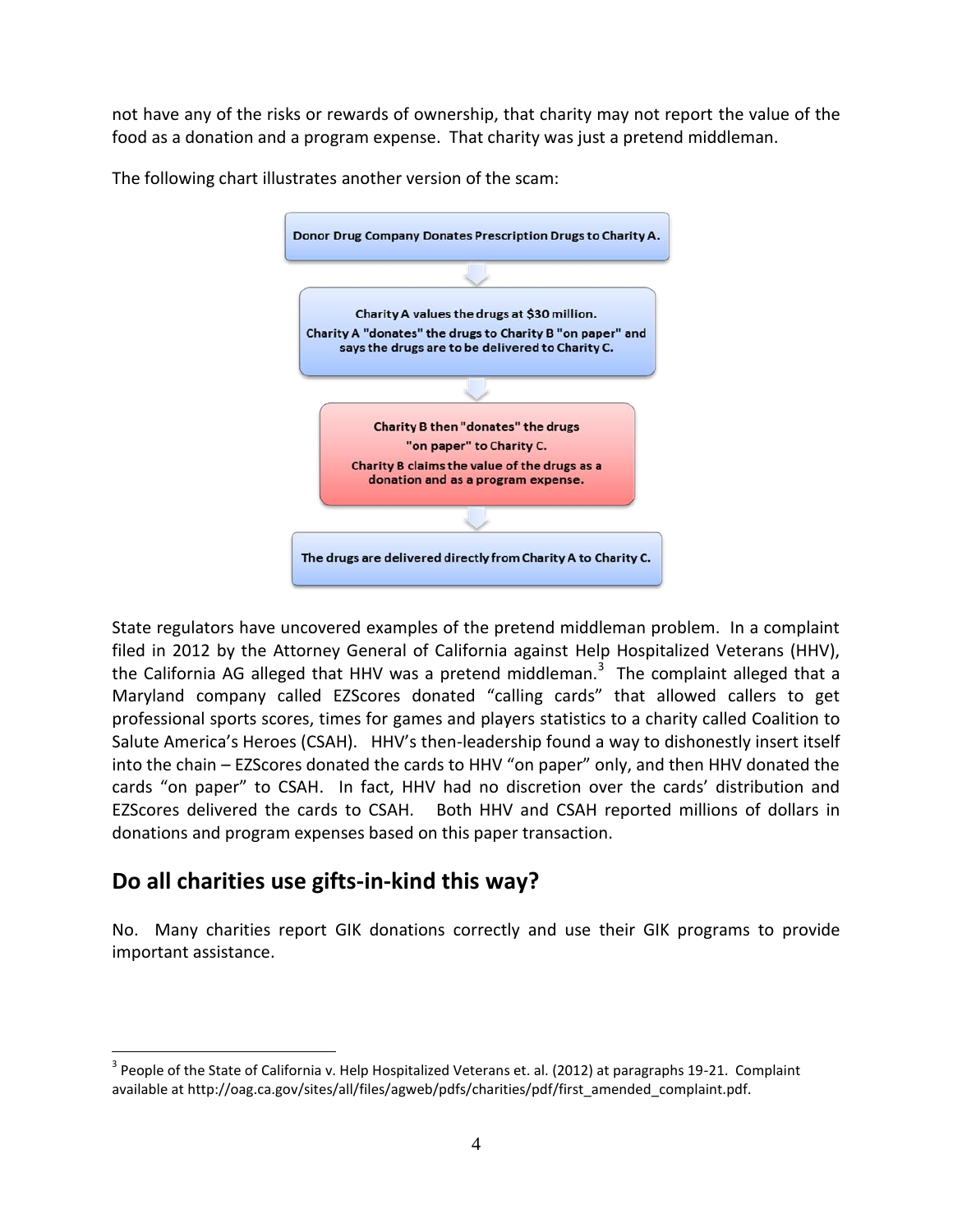not have any of the risks or rewards of ownership, that charity may not report the value of the food as a donation and a program expense. That charity was just a pretend middleman.

The following chart illustrates another version of the scam:

**Donor Drug Company Donates Prescription Drugs to Charity A.**

↓

**Charity A values the drugs at $30 million.**
**Charity A "donates" the drugs to Charity B "on paper" and says the drugs are to be delivered to Charity C.**

↓

**Charity B then "donates" the drugs "on paper" to Charity C.**
**Charity B claims the value of the drugs as a donation and as a program expense.**

↓

**The drugs are delivered directly from Charity A to Charity C.**

State regulators have uncovered examples of the pretend middleman problem. In a complaint filed in 2012 by the Attorney General of California against Help Hospitalized Veterans (HHV), the California AG alleged that HHV was a pretend middleman.[3] The complaint alleged that a Maryland company called EZScores donated "calling cards" that allowed callers to get professional sports scores, times for games and players statistics to a charity called Coalition to Salute America's Heroes (CSAH). HHV's then-leadership found a way to dishonestly insert itself into the chain – EZScores donated the cards to HHV "on paper" only, and then HHV donated the cards "on paper" to CSAH. In fact, HHV had no discretion over the cards' distribution and EZScores delivered the cards to CSAH. Both HHV and CSAH reported millions of dollars in donations and program expenses based on this paper transaction.

## Do all charities use gifts-in-kind this way?

No. Many charities report GIK donations correctly and use their GIK programs to provide important assistance.

---

[3] People of the State of California v. Help Hospitalized Veterans et. al. (2012) at paragraphs 19-21. Complaint available at http://oag.ca.gov/sites/all/files/agweb/pdfs/charities/pdf/first_amended_complaint.pdf.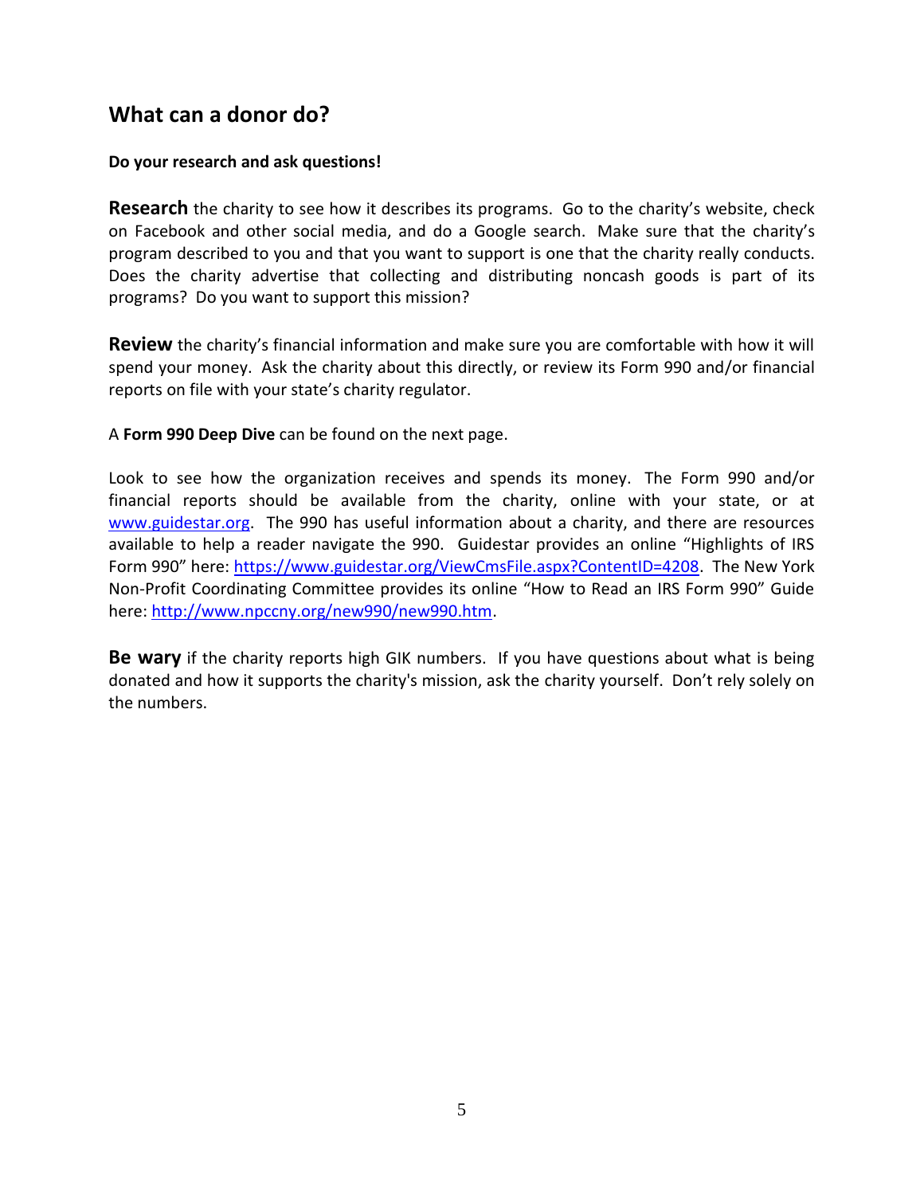## What can a donor do?

**Do your research and ask questions!**

**Research** the charity to see how it describes its programs. Go to the charity's website, check on Facebook and other social media, and do a Google search. Make sure that the charity's program described to you and that you want to support is one that the charity really conducts. Does the charity advertise that collecting and distributing noncash goods is part of its programs? Do you want to support this mission?

**Review** the charity's financial information and make sure you are comfortable with how it will spend your money. Ask the charity about this directly, or review its Form 990 and/or financial reports on file with your state's charity regulator.

A **Form 990 Deep Dive** can be found on the next page.

Look to see how the organization receives and spends its money. The Form 990 and/or financial reports should be available from the charity, online with your state, or at [www.guidestar.org](www.guidestar.org). The 990 has useful information about a charity, and there are resources available to help a reader navigate the 990. Guidestar provides an online "Highlights of IRS Form 990" here: [https://www.guidestar.org/ViewCmsFile.aspx?ContentID=4208](https://www.guidestar.org/ViewCmsFile.aspx?ContentID=4208). The New York Non-Profit Coordinating Committee provides its online "How to Read an IRS Form 990" Guide here: [http://www.npccny.org/new990/new990.htm](http://www.npccny.org/new990/new990.htm).

**Be wary** if the charity reports high GIK numbers. If you have questions about what is being donated and how it supports the charity's mission, ask the charity yourself. Don't rely solely on the numbers.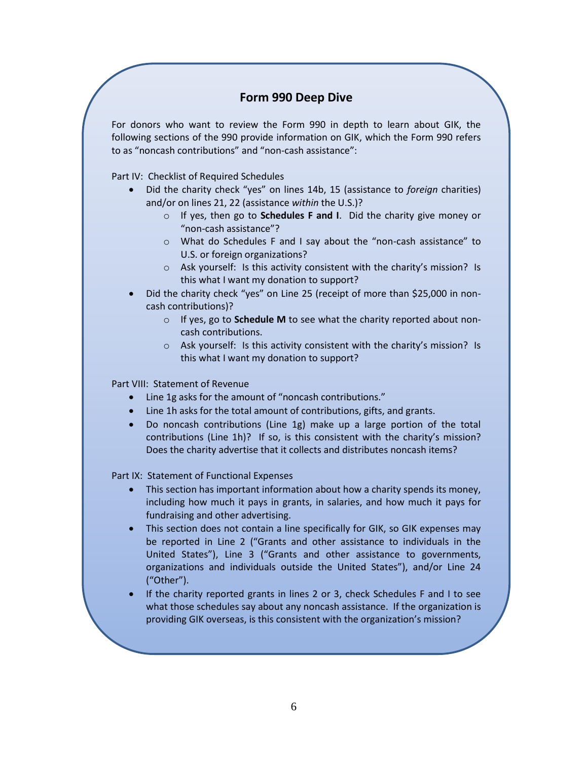## Form 990 Deep Dive

For donors who want to review the Form 990 in depth to learn about GIK, the following sections of the 990 provide information on GIK, which the Form 990 refers to as “noncash contributions” and “non-cash assistance”:

Part IV: Checklist of Required Schedules

- Did the charity check “yes” on lines 14b, 15 (assistance to *foreign* charities) and/or on lines 21, 22 (assistance *within* the U.S.)?
  - If yes, then go to **Schedules F and I**. Did the charity give money or “non-cash assistance”?
  - What do Schedules F and I say about the “non-cash assistance” to U.S. or foreign organizations?
  - Ask yourself: Is this activity consistent with the charity’s mission? Is this what I want my donation to support?
- Did the charity check “yes” on Line 25 (receipt of more than $25,000 in non-cash contributions)?
  - If yes, go to **Schedule M** to see what the charity reported about non-cash contributions.
  - Ask yourself: Is this activity consistent with the charity’s mission? Is this what I want my donation to support?

Part VIII: Statement of Revenue

- Line 1g asks for the amount of “noncash contributions.”
- Line 1h asks for the total amount of contributions, gifts, and grants.
- Do noncash contributions (Line 1g) make up a large portion of the total contributions (Line 1h)? If so, is this consistent with the charity’s mission? Does the charity advertise that it collects and distributes noncash items?

Part IX: Statement of Functional Expenses

- This section has important information about how a charity spends its money, including how much it pays in grants, in salaries, and how much it pays for fundraising and other advertising.
- This section does not contain a line specifically for GIK, so GIK expenses may be reported in Line 2 (“Grants and other assistance to individuals in the United States”), Line 3 (“Grants and other assistance to governments, organizations and individuals outside the United States”), and/or Line 24 (“Other”).
- If the charity reported grants in lines 2 or 3, check Schedules F and I to see what those schedules say about any noncash assistance. If the organization is providing GIK overseas, is this consistent with the organization’s mission?